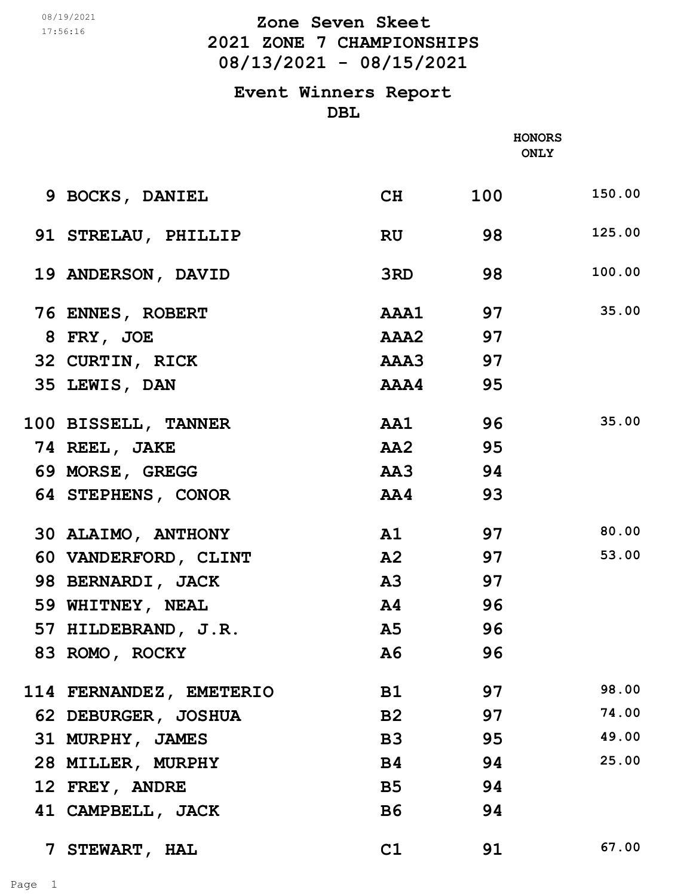08/19/2021
17:56:16

# Zone Seven Skeet

## 2021 ZONE 7 CHAMPIONSHIPS

## 08/13/2021 - 08/15/2021

### Event Winners Report

### DBL

| # | Name | Class | Score | HONORS ONLY |
|---|---|---|---|---|
| 9 | BOCKS, DANIEL | CH | 100 | 150.00 |
| 91 | STRELAU, PHILLIP | RU | 98 | 125.00 |
| 19 | ANDERSON, DAVID | 3RD | 98 | 100.00 |
| 76 | ENNES, ROBERT | AAA1 | 97 | 35.00 |
| 8 | FRY, JOE | AAA2 | 97 | |
| 32 | CURTIN, RICK | AAA3 | 97 | |
| 35 | LEWIS, DAN | AAA4 | 95 | |
| 100 | BISSELL, TANNER | AA1 | 96 | 35.00 |
| 74 | REEL, JAKE | AA2 | 95 | |
| 69 | MORSE, GREGG | AA3 | 94 | |
| 64 | STEPHENS, CONOR | AA4 | 93 | |
| 30 | ALAIMO, ANTHONY | A1 | 97 | 80.00 |
| 60 | VANDERFORD, CLINT | A2 | 97 | 53.00 |
| 98 | BERNARDI, JACK | A3 | 97 | |
| 59 | WHITNEY, NEAL | A4 | 96 | |
| 57 | HILDEBRAND, J.R. | A5 | 96 | |
| 83 | ROMO, ROCKY | A6 | 96 | |
| 114 | FERNANDEZ, EMETERIO | B1 | 97 | 98.00 |
| 62 | DEBURGER, JOSHUA | B2 | 97 | 74.00 |
| 31 | MURPHY, JAMES | B3 | 95 | 49.00 |
| 28 | MILLER, MURPHY | B4 | 94 | 25.00 |
| 12 | FREY, ANDRE | B5 | 94 | |
| 41 | CAMPBELL, JACK | B6 | 94 | |
| 7 | STEWART, HAL | C1 | 91 | 67.00 |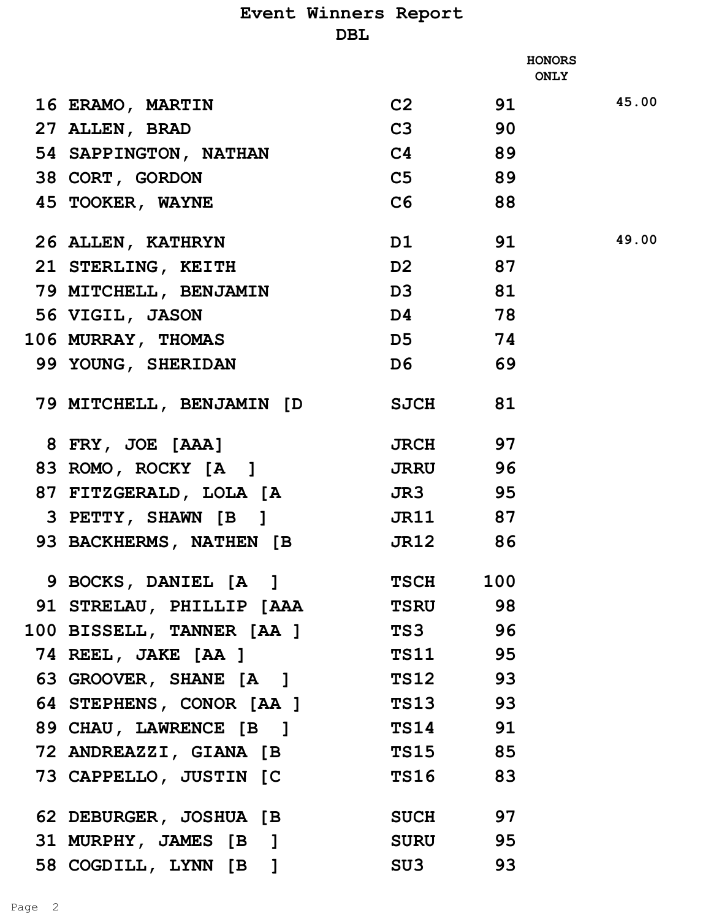# Event Winners Report

## DBL

| No. | Name | Class | Score | HONORS ONLY | |
|---|---|---|---|---|---|
| 16 | ERAMO, MARTIN | C2 | 91 | | 45.00 |
| 27 | ALLEN, BRAD | C3 | 90 | | |
| 54 | SAPPINGTON, NATHAN | C4 | 89 | | |
| 38 | CORT, GORDON | C5 | 89 | | |
| 45 | TOOKER, WAYNE | C6 | 88 | | |
| 26 | ALLEN, KATHRYN | D1 | 91 | | 49.00 |
| 21 | STERLING, KEITH | D2 | 87 | | |
| 79 | MITCHELL, BENJAMIN | D3 | 81 | | |
| 56 | VIGIL, JASON | D4 | 78 | | |
| 106 | MURRAY, THOMAS | D5 | 74 | | |
| 99 | YOUNG, SHERIDAN | D6 | 69 | | |
| 79 | MITCHELL, BENJAMIN [D | SJCH | 81 | | |
| 8 | FRY, JOE [AAA] | JRCH | 97 | | |
| 83 | ROMO, ROCKY [A ] | JRRU | 96 | | |
| 87 | FITZGERALD, LOLA [A | JR3 | 95 | | |
| 3 | PETTY, SHAWN [B ] | JR11 | 87 | | |
| 93 | BACKHERMS, NATHEN [B | JR12 | 86 | | |
| 9 | BOCKS, DANIEL [A ] | TSCH | 100 | | |
| 91 | STRELAU, PHILLIP [AAA | TSRU | 98 | | |
| 100 | BISSELL, TANNER [AA ] | TS3 | 96 | | |
| 74 | REEL, JAKE [AA ] | TS11 | 95 | | |
| 63 | GROOVER, SHANE [A ] | TS12 | 93 | | |
| 64 | STEPHENS, CONOR [AA ] | TS13 | 93 | | |
| 89 | CHAU, LAWRENCE [B ] | TS14 | 91 | | |
| 72 | ANDREAZZI, GIANA [B | TS15 | 85 | | |
| 73 | CAPPELLO, JUSTIN [C | TS16 | 83 | | |
| 62 | DEBURGER, JOSHUA [B | SUCH | 97 | | |
| 31 | MURPHY, JAMES [B ] | SURU | 95 | | |
| 58 | COGDILL, LYNN [B ] | SU3 | 93 | | |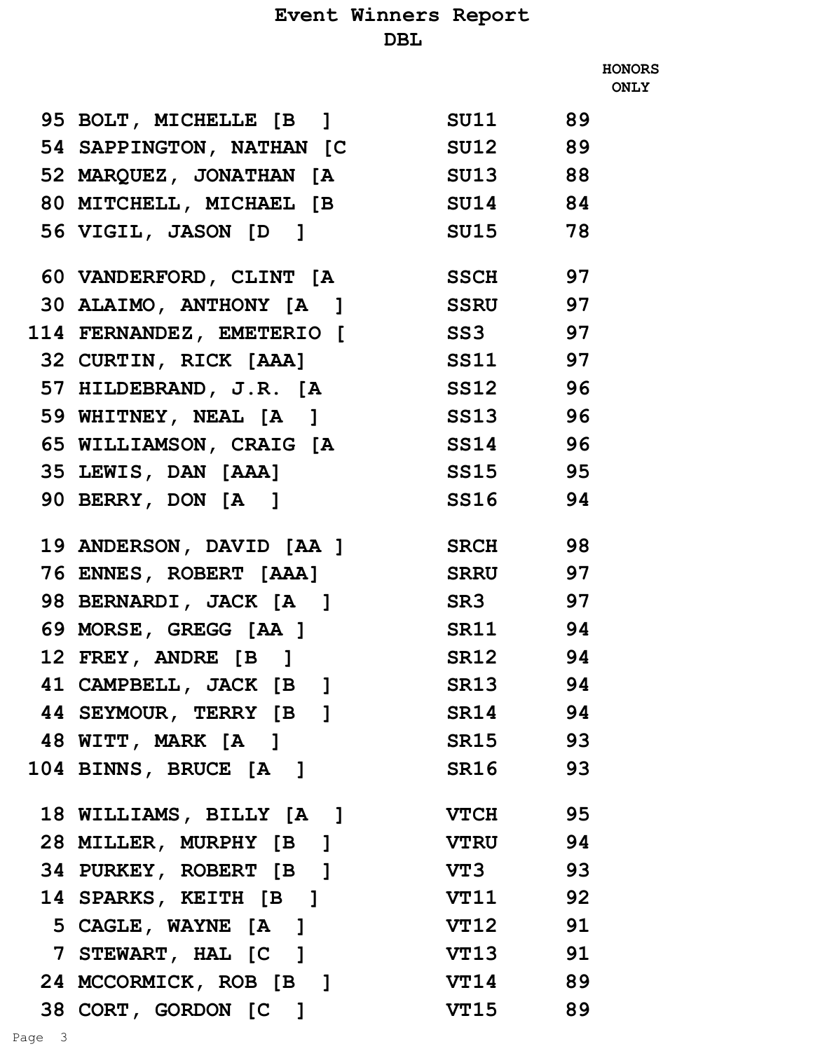# Event Winners Report

## DBL

| | | | HONORS ONLY |
|---|---|---|---|
| 95 | BOLT, MICHELLE [B ] | SU11 | 89 |
| 54 | SAPPINGTON, NATHAN [C | SU12 | 89 |
| 52 | MARQUEZ, JONATHAN [A | SU13 | 88 |
| 80 | MITCHELL, MICHAEL [B | SU14 | 84 |
| 56 | VIGIL, JASON [D ] | SU15 | 78 |
| 60 | VANDERFORD, CLINT [A | SSCH | 97 |
| 30 | ALAIMO, ANTHONY [A ] | SSRU | 97 |
| 114 | FERNANDEZ, EMETERIO [ | SS3 | 97 |
| 32 | CURTIN, RICK [AAA] | SS11 | 97 |
| 57 | HILDEBRAND, J.R. [A | SS12 | 96 |
| 59 | WHITNEY, NEAL [A ] | SS13 | 96 |
| 65 | WILLIAMSON, CRAIG [A | SS14 | 96 |
| 35 | LEWIS, DAN [AAA] | SS15 | 95 |
| 90 | BERRY, DON [A ] | SS16 | 94 |
| 19 | ANDERSON, DAVID [AA ] | SRCH | 98 |
| 76 | ENNES, ROBERT [AAA] | SRRU | 97 |
| 98 | BERNARDI, JACK [A ] | SR3 | 97 |
| 69 | MORSE, GREGG [AA ] | SR11 | 94 |
| 12 | FREY, ANDRE [B ] | SR12 | 94 |
| 41 | CAMPBELL, JACK [B ] | SR13 | 94 |
| 44 | SEYMOUR, TERRY [B ] | SR14 | 94 |
| 48 | WITT, MARK [A ] | SR15 | 93 |
| 104 | BINNS, BRUCE [A ] | SR16 | 93 |
| 18 | WILLIAMS, BILLY [A ] | VTCH | 95 |
| 28 | MILLER, MURPHY [B ] | VTRU | 94 |
| 34 | PURKEY, ROBERT [B ] | VT3 | 93 |
| 14 | SPARKS, KEITH [B ] | VT11 | 92 |
| 5 | CAGLE, WAYNE [A ] | VT12 | 91 |
| 7 | STEWART, HAL [C ] | VT13 | 91 |
| 24 | MCCORMICK, ROB [B ] | VT14 | 89 |
| 38 | CORT, GORDON [C ] | VT15 | 89 |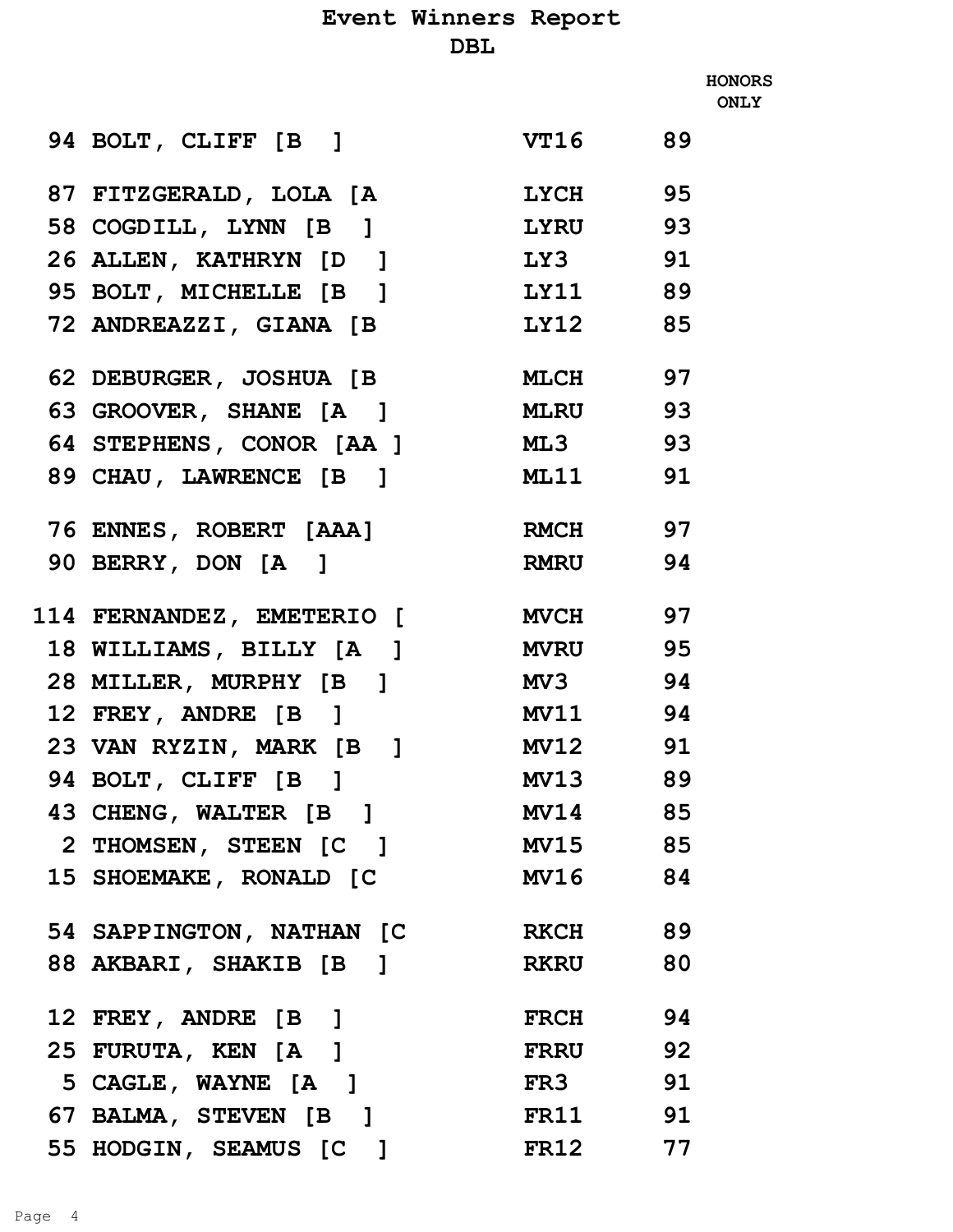# Event Winners Report

## DBL

| | | | HONORS ONLY |
|---|---|---|---|
| 94 | BOLT, CLIFF [B ] | VT16 | 89 |
| | | | |
| 87 | FITZGERALD, LOLA [A | LYCH | 95 |
| 58 | COGDILL, LYNN [B ] | LYRU | 93 |
| 26 | ALLEN, KATHRYN [D ] | LY3 | 91 |
| 95 | BOLT, MICHELLE [B ] | LY11 | 89 |
| 72 | ANDREAZZI, GIANA [B | LY12 | 85 |
| | | | |
| 62 | DEBURGER, JOSHUA [B | MLCH | 97 |
| 63 | GROOVER, SHANE [A ] | MLRU | 93 |
| 64 | STEPHENS, CONOR [AA ] | ML3 | 93 |
| 89 | CHAU, LAWRENCE [B ] | ML11 | 91 |
| | | | |
| 76 | ENNES, ROBERT [AAA] | RMCH | 97 |
| 90 | BERRY, DON [A ] | RMRU | 94 |
| | | | |
| 114 | FERNANDEZ, EMETERIO [ | MVCH | 97 |
| 18 | WILLIAMS, BILLY [A ] | MVRU | 95 |
| 28 | MILLER, MURPHY [B ] | MV3 | 94 |
| 12 | FREY, ANDRE [B ] | MV11 | 94 |
| 23 | VAN RYZIN, MARK [B ] | MV12 | 91 |
| 94 | BOLT, CLIFF [B ] | MV13 | 89 |
| 43 | CHENG, WALTER [B ] | MV14 | 85 |
| 2 | THOMSEN, STEEN [C ] | MV15 | 85 |
| 15 | SHOEMAKE, RONALD [C | MV16 | 84 |
| | | | |
| 54 | SAPPINGTON, NATHAN [C | RKCH | 89 |
| 88 | AKBARI, SHAKIB [B ] | RKRU | 80 |
| | | | |
| 12 | FREY, ANDRE [B ] | FRCH | 94 |
| 25 | FURUTA, KEN [A ] | FRRU | 92 |
| 5 | CAGLE, WAYNE [A ] | FR3 | 91 |
| 67 | BALMA, STEVEN [B ] | FR11 | 91 |
| 55 | HODGIN, SEAMUS [C ] | FR12 | 77 |